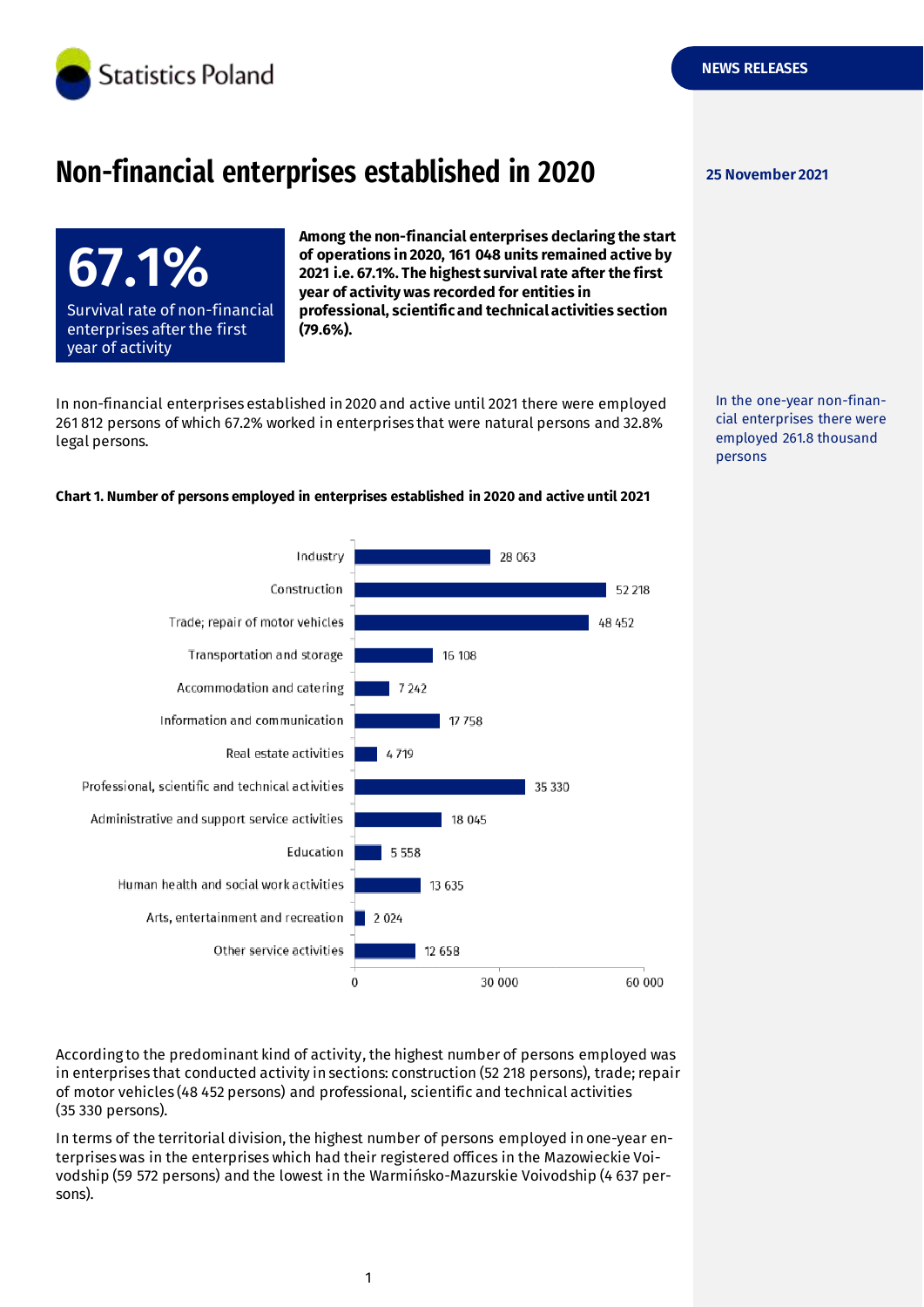Statistics Poland

NEWS RELEASES

# Non-financial enterprises established in 2020

25 November 2021

**67.1%**

Survival rate of non-financial enterprises after the first year of activity

**Among the non-financial enterprises declaring the start of operations in 2020, 161 048 units remained active by 2021 i.e. 67.1%. The highest survival rate after the first year of activity was recorded for entities in professional, scientific and technical activities section (79.6%).**

In non-financial enterprises established in 2020 and active until 2021 there were employed 261 812 persons of which 67.2% worked in enterprises that were natural persons and 32.8% legal persons.

In the one-year non-financial enterprises there were employed 261.8 thousand persons

**Chart 1. Number of persons employed in enterprises established in 2020 and active until 2021**

| Section | Persons employed |
|---|---|
| Industry | 28 063 |
| Construction | 52 218 |
| Trade; repair of motor vehicles | 48 452 |
| Transportation and storage | 16 108 |
| Accommodation and catering | 7 242 |
| Information and communication | 17 758 |
| Real estate activities | 4 719 |
| Professional, scientific and technical activities | 35 330 |
| Administrative and support service activities | 18 045 |
| Education | 5 558 |
| Human health and social work activities | 13 635 |
| Arts, entertainment and recreation | 2 024 |
| Other service activities | 12 658 |

According to the predominant kind of activity, the highest number of persons employed was in enterprises that conducted activity in sections: construction (52 218 persons), trade; repair of motor vehicles (48 452 persons) and professional, scientific and technical activities (35 330 persons).

In terms of the territorial division, the highest number of persons employed in one-year enterprises was in the enterprises which had their registered offices in the Mazowieckie Voivodship (59 572 persons) and the lowest in the Warmińsko-Mazurskie Voivodship (4 637 persons).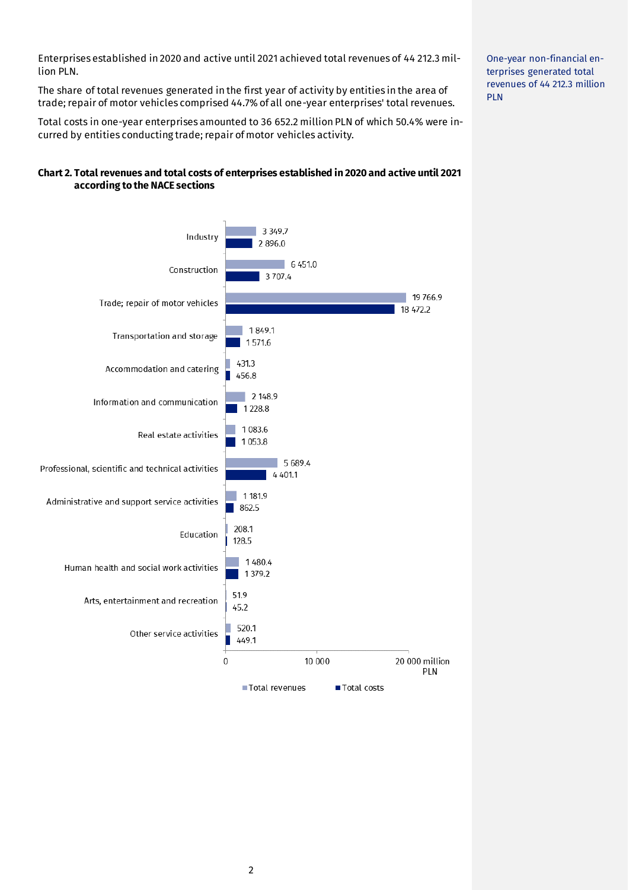Enterprises established in 2020 and active until 2021 achieved total revenues of 44 212.3 million PLN.

The share of total revenues generated in the first year of activity by entities in the area of trade; repair of motor vehicles comprised 44.7% of all one-year enterprises' total revenues.

Total costs in one-year enterprises amounted to 36 652.2 million PLN of which 50.4% were incurred by entities conducting trade; repair of motor vehicles activity.

One-year non-financial enterprises generated total revenues of 44 212.3 million PLN

**Chart 2. Total revenues and total costs of enterprises established in 2020 and active until 2021 according to the NACE sections**

| NACE section | Total revenues (million PLN) | Total costs (million PLN) |
|---|---|---|
| Industry | 3 349.7 | 2 896.0 |
| Construction | 6 451.0 | 3 707.4 |
| Trade; repair of motor vehicles | 19 766.9 | 18 472.2 |
| Transportation and storage | 1 849.1 | 1 571.6 |
| Accommodation and catering | 431.3 | 456.8 |
| Information and communication | 2 148.9 | 1 228.8 |
| Real estate activities | 1 083.6 | 1 053.8 |
| Professional, scientific and technical activities | 5 689.4 | 4 401.1 |
| Administrative and support service activities | 1 181.9 | 862.5 |
| Education | 208.1 | 128.5 |
| Human health and social work activities | 1 480.4 | 1 379.2 |
| Arts, entertainment and recreation | 51.9 | 45.2 |
| Other service activities | 520.1 | 449.1 |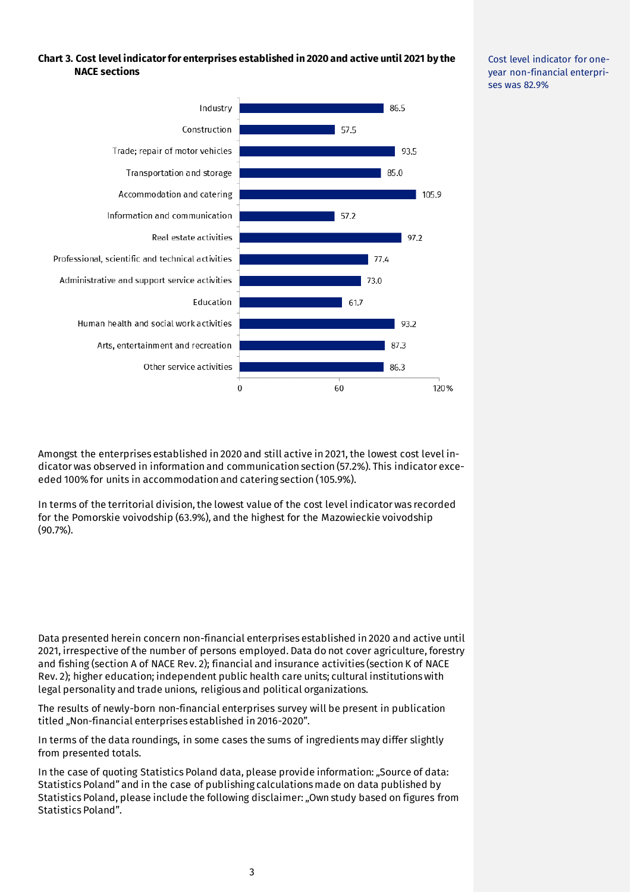**Chart 3. Cost level indicator for enterprises established in 2020 and active until 2021 by the NACE sections**

| NACE section | % |
|---|---|
| Industry | 86.5 |
| Construction | 57.5 |
| Trade; repair of motor vehicles | 93.5 |
| Transportation and storage | 85.0 |
| Accommodation and catering | 105.9 |
| Information and communication | 57.2 |
| Real estate activities | 97.2 |
| Professional, scientific and technical activities | 77.4 |
| Administrative and support service activities | 73.0 |
| Education | 61.7 |
| Human health and social work activities | 93.2 |
| Arts, entertainment and recreation | 87.3 |
| Other service activities | 86.3 |

Cost level indicator for one-year non-financial enterprises was 82.9%

Amongst the enterprises established in 2020 and still active in 2021, the lowest cost level indicator was observed in information and communication section (57.2%). This indicator exceeded 100% for units in accommodation and catering section (105.9%).

In terms of the territorial division, the lowest value of the cost level indicator was recorded for the Pomorskie voivodship (63.9%), and the highest for the Mazowieckie voivodship (90.7%).

Data presented herein concern non-financial enterprises established in 2020 and active until 2021, irrespective of the number of persons employed. Data do not cover agriculture, forestry and fishing (section A of NACE Rev. 2); financial and insurance activities (section K of NACE Rev. 2); higher education; independent public health care units; cultural institutions with legal personality and trade unions, religious and political organizations.

The results of newly-born non-financial enterprises survey will be present in publication titled „Non-financial enterprises established in 2016-2020".

In terms of the data roundings, in some cases the sums of ingredients may differ slightly from presented totals.

In the case of quoting Statistics Poland data, please provide information: „Source of data: Statistics Poland" and in the case of publishing calculations made on data published by Statistics Poland, please include the following disclaimer: „Own study based on figures from Statistics Poland".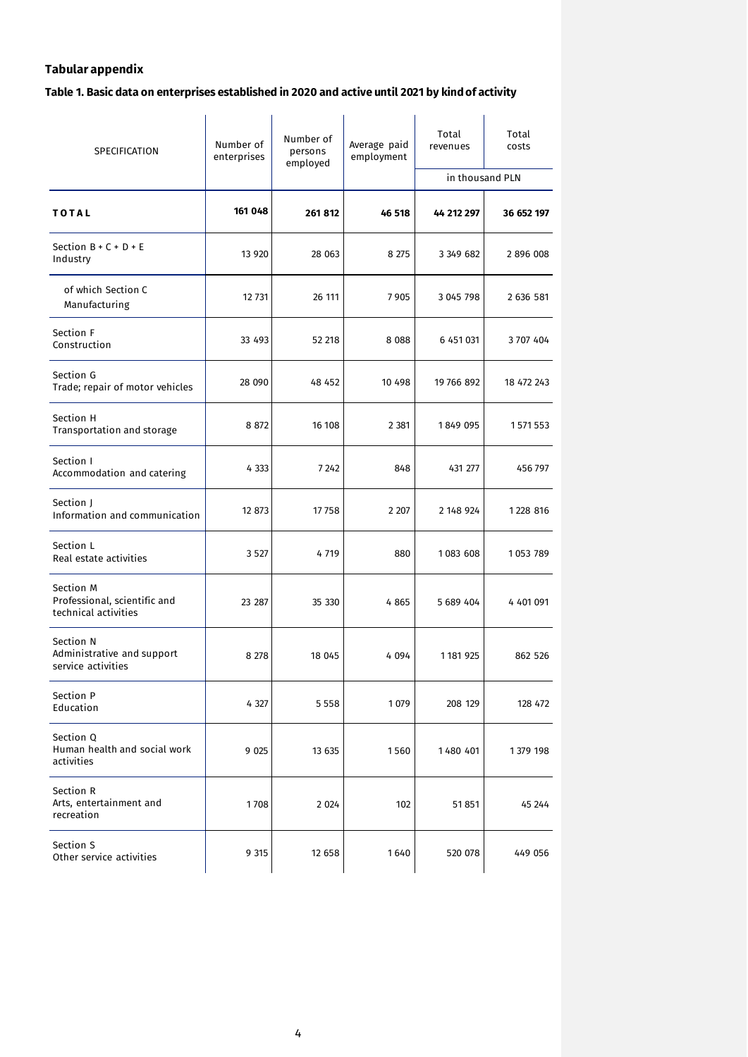**Tabular appendix**

**Table 1. Basic data on enterprises established in 2020 and active until 2021 by kind of activity**

| SPECIFICATION | Number of enterprises | Number of persons employed | Average paid employment | Total revenues | Total costs |
|---|---|---|---|---|---|
| | | | | in thousand PLN | |
| **T O T A L** | **161 048** | **261 812** | **46 518** | **44 212 297** | **36 652 197** |
| Section B + C + D + E Industry | 13 920 | 28 063 | 8 275 | 3 349 682 | 2 896 008 |
| of which Section C Manufacturing | 12 731 | 26 111 | 7 905 | 3 045 798 | 2 636 581 |
| Section F Construction | 33 493 | 52 218 | 8 088 | 6 451 031 | 3 707 404 |
| Section G Trade; repair of motor vehicles | 28 090 | 48 452 | 10 498 | 19 766 892 | 18 472 243 |
| Section H Transportation and storage | 8 872 | 16 108 | 2 381 | 1 849 095 | 1 571 553 |
| Section I Accommodation and catering | 4 333 | 7 242 | 848 | 431 277 | 456 797 |
| Section J Information and communication | 12 873 | 17 758 | 2 207 | 2 148 924 | 1 228 816 |
| Section L Real estate activities | 3 527 | 4 719 | 880 | 1 083 608 | 1 053 789 |
| Section M Professional, scientific and technical activities | 23 287 | 35 330 | 4 865 | 5 689 404 | 4 401 091 |
| Section N Administrative and support service activities | 8 278 | 18 045 | 4 094 | 1 181 925 | 862 526 |
| Section P Education | 4 327 | 5 558 | 1 079 | 208 129 | 128 472 |
| Section Q Human health and social work activities | 9 025 | 13 635 | 1 560 | 1 480 401 | 1 379 198 |
| Section R Arts, entertainment and recreation | 1 708 | 2 024 | 102 | 51 851 | 45 244 |
| Section S Other service activities | 9 315 | 12 658 | 1 640 | 520 078 | 449 056 |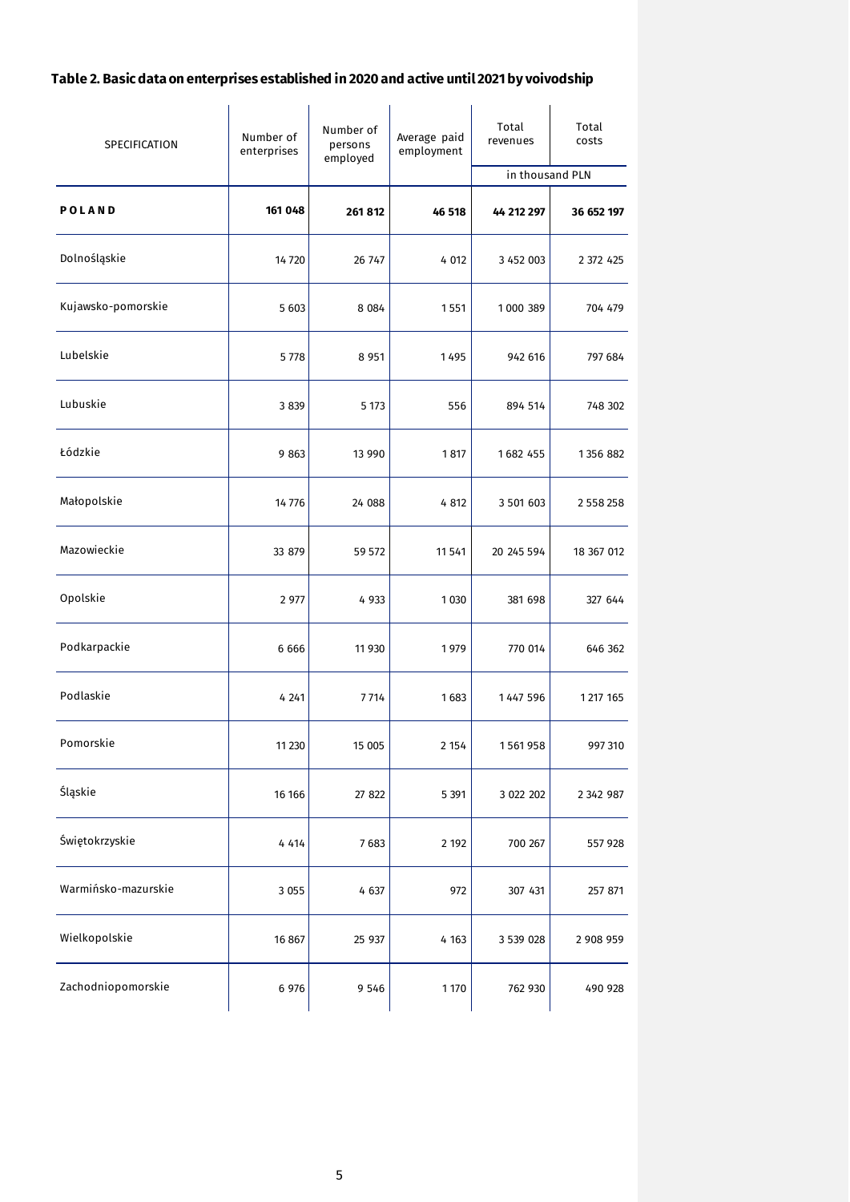**Table 2. Basic data on enterprises established in 2020 and active until 2021 by voivodship**

| SPECIFICATION | Number of enterprises | Number of persons employed | Average paid employment | Total revenues | Total costs |
|---|---|---|---|---|---|
| | | | | in thousand PLN | |
| **POLAND** | **161 048** | **261 812** | **46 518** | **44 212 297** | **36 652 197** |
| Dolnośląskie | 14 720 | 26 747 | 4 012 | 3 452 003 | 2 372 425 |
| Kujawsko-pomorskie | 5 603 | 8 084 | 1 551 | 1 000 389 | 704 479 |
| Lubelskie | 5 778 | 8 951 | 1 495 | 942 616 | 797 684 |
| Lubuskie | 3 839 | 5 173 | 556 | 894 514 | 748 302 |
| Łódzkie | 9 863 | 13 990 | 1 817 | 1 682 455 | 1 356 882 |
| Małopolskie | 14 776 | 24 088 | 4 812 | 3 501 603 | 2 558 258 |
| Mazowieckie | 33 879 | 59 572 | 11 541 | 20 245 594 | 18 367 012 |
| Opolskie | 2 977 | 4 933 | 1 030 | 381 698 | 327 644 |
| Podkarpackie | 6 666 | 11 930 | 1 979 | 770 014 | 646 362 |
| Podlaskie | 4 241 | 7 714 | 1 683 | 1 447 596 | 1 217 165 |
| Pomorskie | 11 230 | 15 005 | 2 154 | 1 561 958 | 997 310 |
| Śląskie | 16 166 | 27 822 | 5 391 | 3 022 202 | 2 342 987 |
| Świętokrzyskie | 4 414 | 7 683 | 2 192 | 700 267 | 557 928 |
| Warmińsko-mazurskie | 3 055 | 4 637 | 972 | 307 431 | 257 871 |
| Wielkopolskie | 16 867 | 25 937 | 4 163 | 3 539 028 | 2 908 959 |
| Zachodniopomorskie | 6 976 | 9 546 | 1 170 | 762 930 | 490 928 |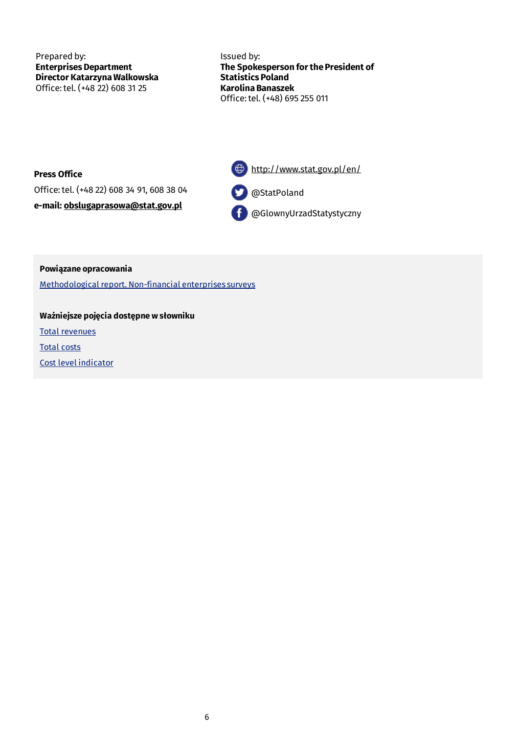Prepared by:
**Enterprises Department**
**Director Katarzyna Walkowska**
Office: tel. (+48 22) 608 31 25

Issued by:
**The Spokesperson for the President of Statistics Poland**
**Karolina Banaszek**
Office: tel. (+48) 695 255 011

**Press Office**
Office: tel. (+48 22) 608 34 91, 608 38 04
**e-mail: obslugaprasowa@stat.gov.pl**

http://www.stat.gov.pl/en/
@StatPoland
@GlownyUrzadStatystyczny

**Powiązane opracowania**

Methodological report. Non-financial enterprises surveys

**Ważniejsze pojęcia dostępne w słowniku**

Total revenues

Total costs

Cost level indicator